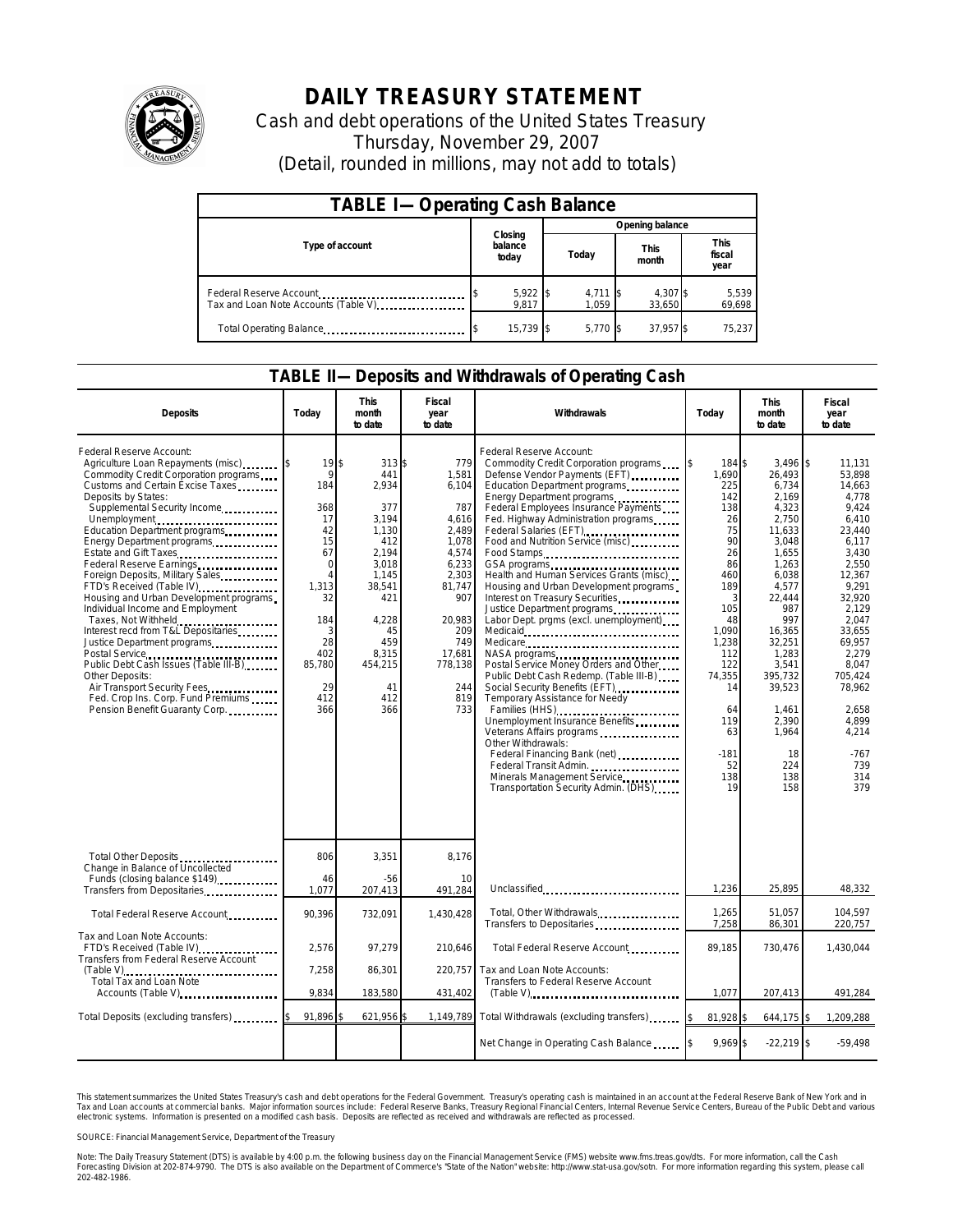# DAILY TREASURY STATEMENT

Cash and debt operations of the United States Treasury

Thursday, November 29, 2007

(Detail, rounded in millions, may not add to totals)

## TABLE I—Operating Cash Balance

| Type of account | Closing balance today | Opening balance Today | Opening balance This month | Opening balance This fiscal year |
|---|---|---|---|---|
| Federal Reserve Account | $ 5,922 | $ 4,711 | $ 4,307 | $ 5,539 |
| Tax and Loan Note Accounts (Table V) | 9,817 | 1,059 | 33,650 | 69,698 |
| Total Operating Balance | $ 15,739 | $ 5,770 | $ 37,957 | $ 75,237 |

## TABLE II—Deposits and Withdrawals of Operating Cash

| Deposits | Today | This month to date | Fiscal year to date | Withdrawals | Today | This month to date | Fiscal year to date |
|---|---|---|---|---|---|---|---|
| Federal Reserve Account: | | | | Federal Reserve Account: | | | |
| Agriculture Loan Repayments (misc) | $ 19 | $ 313 | $ 779 | Commodity Credit Corporation programs | $ 184 | $ 3,496 | $ 11,131 |
| Commodity Credit Corporation programs | 9 | 441 | 1,581 | Defense Vendor Payments (EFT) | 1,690 | 26,493 | 53,898 |
| Customs and Certain Excise Taxes | 184 | 2,934 | 6,104 | Education Department programs | 225 | 6,734 | 14,663 |
| Deposits by States: | | | | Energy Department programs | 142 | 2,169 | 4,778 |
| Supplemental Security Income | 368 | 377 | 787 | Federal Employees Insurance Payments | 138 | 4,323 | 9,424 |
| Unemployment | 17 | 3,194 | 4,616 | Fed. Highway Administration programs | 26 | 2,750 | 6,410 |
| Education Department programs | 42 | 1,130 | 2,489 | Federal Salaries (EFT) | 75 | 11,633 | 23,440 |
| Energy Department programs | 15 | 412 | 1,078 | Food and Nutrition Service (misc) | 90 | 3,048 | 6,117 |
| Estate and Gift Taxes | 67 | 2,194 | 4,574 | Food Stamps | 26 | 1,655 | 3,430 |
| Federal Reserve Earnings | 0 | 3,018 | 6,233 | GSA programs | 86 | 1,263 | 2,550 |
| Foreign Deposits, Military Sales | 4 | 1,145 | 2,303 | Health and Human Services Grants (misc) | 460 | 6,038 | 12,367 |
| FTD's Received (Table IV) | 1,313 | 38,541 | 81,747 | Housing and Urban Development programs | 189 | 4,577 | 9,291 |
| Housing and Urban Development programs | 32 | 421 | 907 | Interest on Treasury Securities | 3 | 22,444 | 32,920 |
| Individual Income and Employment | | | | Justice Department programs | 105 | 987 | 2,129 |
| Taxes, Not Withheld | 184 | 4,228 | 20,983 | Labor Dept. prgms (excl. unemployment) | 48 | 997 | 2,047 |
| Interest recd from T&L Depositaries | 3 | 45 | 209 | Medicaid | 1,090 | 16,365 | 33,655 |
| Justice Department programs | 28 | 459 | 749 | Medicare | 1,238 | 32,251 | 69,957 |
| Postal Service | 402 | 8,315 | 17,681 | NASA programs | 112 | 1,283 | 2,279 |
| Public Debt Cash Issues (Table III-B) | 85,780 | 454,215 | 778,138 | Postal Service Money Orders and Other | 122 | 3,541 | 8,047 |
| Other Deposits: | | | | Public Debt Cash Redemp. (Table III-B) | 74,355 | 395,732 | 705,424 |
| Air Transport Security Fees | 29 | 41 | 244 | Social Security Benefits (EFT) | 14 | 39,523 | 78,962 |
| Fed. Crop Ins. Corp. Fund Premiums | 412 | 412 | 819 | Temporary Assistance for Needy | | | |
| Pension Benefit Guaranty Corp. | 366 | 366 | 733 | Families (HHS) | 64 | 1,461 | 2,658 |
| | | | | Unemployment Insurance Benefits | 119 | 2,390 | 4,899 |
| | | | | Veterans Affairs programs | 63 | 1,964 | 4,214 |
| | | | | Other Withdrawals: | | | |
| | | | | Federal Financing Bank (net) | -181 | 18 | -767 |
| | | | | Federal Transit Admin. | 52 | 224 | 739 |
| | | | | Minerals Management Service | 138 | 138 | 314 |
| | | | | Transportation Security Admin. (DHS) | 19 | 158 | 379 |
| Total Other Deposits | 806 | 3,351 | 8,176 | | | | |
| Change in Balance of Uncollected Funds (closing balance $149) | 46 | -56 | 10 | | | | |
| Transfers from Depositaries | 1,077 | 207,413 | 491,284 | Unclassified | 1,236 | 25,895 | 48,332 |
| Total Federal Reserve Account | 90,396 | 732,091 | 1,430,428 | Total, Other Withdrawals | 1,265 | 51,057 | 104,597 |
| | | | | Transfers to Depositaries | 7,258 | 86,301 | 220,757 |
| Tax and Loan Note Accounts: | | | | | | | |
| FTD's Received (Table IV) | 2,576 | 97,279 | 210,646 | Total Federal Reserve Account | 89,185 | 730,476 | 1,430,044 |
| Transfers from Federal Reserve Account (Table V) | 7,258 | 86,301 | 220,757 | Tax and Loan Note Accounts: | | | |
| Total Tax and Loan Note Accounts (Table V) | 9,834 | 183,580 | 431,402 | Transfers to Federal Reserve Account (Table V) | 1,077 | 207,413 | 491,284 |
| Total Deposits (excluding transfers) | $ 91,896 | $ 621,956 | $ 1,149,789 | Total Withdrawals (excluding transfers) | $ 81,928 | $ 644,175 | $ 1,209,288 |
| | | | | Net Change in Operating Cash Balance | $ 9,969 | $ -22,219 | $ -59,498 |

This statement summarizes the United States Treasury's cash and debt operations for the Federal Government. Treasury's operating cash is maintained in an account at the Federal Reserve Bank of New York and in Tax and Loan accounts at commercial banks. Major information sources include: Federal Reserve Banks, Treasury Regional Financial Centers, Internal Revenue Service Centers, Bureau of the Public Debt and various electronic systems. Information is presented on a modified cash basis. Deposits are reflected as received and withdrawals are reflected as processed.

SOURCE: Financial Management Service, Department of the Treasury

Note: The Daily Treasury Statement (DTS) is available by 4:00 p.m. the following business day on the Financial Management Service (FMS) website www.fms.treas.gov/dts. For more information, call the Cash Forecasting Division at 202-874-9790. The DTS is also available on the Department of Commerce's "State of the Nation" website: http://www.stat-usa.gov/sotn. For more information regarding this system, please call 202-482-1986.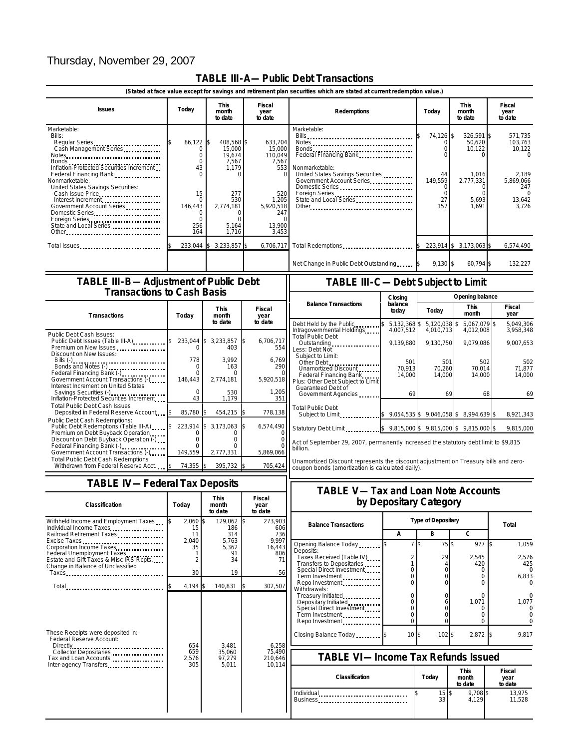Thursday, November 29, 2007

## TABLE III-A— Public Debt Transactions

(Stated at face value except for savings and retirement plan securities which are stated at current redemption value.)

| Issues | Today | This month to date | Fiscal year to date |
|---|---|---|---|
| Marketable: | | | |
| Bills: | | | |
| Regular Series | $ 86,122 | $ 408,568 | $ 633,704 |
| Cash Management Series | 0 | 15,000 | 15,000 |
| Notes | 0 | 19,674 | 110,049 |
| Bonds | 0 | 7,567 | 7,567 |
| Inflation-Protected Securities Increment | 43 | 1,179 | 553 |
| Federal Financing Bank | 0 | 0 | 0 |
| Nonmarketable: | | | |
| United States Savings Securities: | | | |
| Cash Issue Price | 15 | 277 | 520 |
| Interest Increment | 0 | 530 | 1,205 |
| Government Account Series | 146,443 | 2,774,181 | 5,920,518 |
| Domestic Series | 0 | 0 | 247 |
| Foreign Series | 0 | 0 | 0 |
| State and Local Series | 256 | 5,164 | 13,900 |
| Other | 164 | 1,716 | 3,453 |
| Total Issues | $ 233,044 | $ 3,233,857 | $ 6,706,717 |

| Redemptions | Today | This month to date | Fiscal year to date |
|---|---|---|---|
| Marketable: | | | |
| Bills | $ 74,126 | $ 326,591 | $ 571,735 |
| Notes | 0 | 50,620 | 103,763 |
| Bonds | 0 | 10,122 | 10,122 |
| Federal Financing Bank | 0 | 0 | 0 |
| Nonmarketable: | | | |
| United States Savings Securities | 44 | 1,016 | 2,189 |
| Government Account Series | 149,559 | 2,777,331 | 5,869,066 |
| Domestic Series | 0 | 0 | 247 |
| Foreign Series | 0 | 0 | 0 |
| State and Local Series | 27 | 5,693 | 13,642 |
| Other | 157 | 1,691 | 3,726 |
| Total Redemptions | $ 223,914 | $ 3,173,063 | $ 6,574,490 |
| Net Change in Public Debt Outstanding | $ 9,130 | $ 60,794 | $ 132,227 |

## TABLE III-B— Adjustment of Public Debt Transactions to Cash Basis

| Transactions | Today | This month to date | Fiscal year to date |
|---|---|---|---|
| Public Debt Cash Issues: | | | |
| Public Debt Issues (Table III-A) | $ 233,044 | $ 3,233,857 | $ 6,706,717 |
| Premium on New Issues | 0 | 403 | 554 |
| Discount on New Issues: | | | |
| Bills (-) | 778 | 3,992 | 6,769 |
| Bonds and Notes (-) | 0 | 163 | 290 |
| Federal Financing Bank (-) | 0 | 0 | 0 |
| Government Account Transactions (-) | 146,443 | 2,774,181 | 5,920,518 |
| Interest Increment on United States Savings Securities (-) | 0 | 530 | 1,205 |
| Inflation-Protected Securities Increment | 43 | 1,179 | 351 |
| Total Public Debt Cash Issues Deposited in Federal Reserve Account | $ 85,780 | $ 454,215 | $ 778,138 |
| Public Debt Cash Redemptions: | | | |
| Public Debt Redemptions (Table III-A) | $ 223,914 | $ 3,173,063 | $ 6,574,490 |
| Premium on Debt Buyback Operation | 0 | 0 | 0 |
| Discount on Debt Buyback Operation (-) | 0 | 0 | 0 |
| Federal Financing Bank (-) | 0 | 0 | 0 |
| Government Account Transactions (-) | 149,559 | 2,777,331 | 5,869,066 |
| Total Public Debt Cash Redemptions Withdrawn from Federal Reserve Acct. | $ 74,355 | $ 395,732 | $ 705,424 |

## TABLE III-C— Debt Subject to Limit

| Balance Transactions | Closing balance today | Opening balance Today | This month | Fiscal year |
|---|---|---|---|---|
| Debt Held by the Public | $ 5,132,368 | $ 5,120,038 | $ 5,067,079 | $ 5,049,306 |
| Intragovernmental Holdings | 4,007,512 | 4,010,713 | 4,012,008 | 3,958,348 |
| Total Public Debt Outstanding | 9,139,880 | 9,130,750 | 9,079,086 | 9,007,653 |
| Less: Debt Not Subject to Limit: | | | | |
| Other Debt | 501 | 501 | 502 | 502 |
| Unamortized Discount | 70,913 | 70,260 | 70,014 | 71,877 |
| Federal Financing Bank | 14,000 | 14,000 | 14,000 | 14,000 |
| Plus: Other Debt Subject to Limit Guaranteed Debt of Government Agencies | 69 | 69 | 68 | 69 |
| Total Public Debt Subject to Limit | $ 9,054,535 | $ 9,046,058 | $ 8,994,639 | $ 8,921,343 |
| Statutory Debt Limit | $ 9,815,000 | $ 9,815,000 | $ 9,815,000 | $ 9,815,000 |

Act of September 29, 2007, permanently increased the statutory debt limit to $9,815 billion.

Unamortized Discount represents the discount adjustment on Treasury bills and zero-coupon bonds (amortization is calculated daily).

## TABLE IV— Federal Tax Deposits

| Classification | Today | This month to date | Fiscal year to date |
|---|---|---|---|
| Withheld Income and Employment Taxes | $ 2,060 | $ 129,062 | $ 273,903 |
| Individual Income Taxes | 15 | 186 | 606 |
| Railroad Retirement Taxes | 11 | 314 | 736 |
| Excise Taxes | 2,040 | 5,763 | 9,997 |
| Corporation Income Taxes | 35 | 5,362 | 16,443 |
| Federal Unemployment Taxes | 1 | 91 | 806 |
| Estate and Gift Taxes & Misc IRS Rcpts. | 2 | 34 | 71 |
| Change in Balance of Unclassified Taxes | 30 | 19 | -56 |
| Total | $ 4,194 | $ 140,831 | $ 302,507 |
| These Receipts were deposited in: | | | |
| Federal Reserve Account: | | | |
| Directly | 654 | 3,481 | 6,258 |
| Collector Depositaries | 659 | 35,060 | 75,490 |
| Tax and Loan Accounts | 2,576 | 97,279 | 210,646 |
| Inter-agency Transfers | 305 | 5,011 | 10,114 |

## TABLE V— Tax and Loan Note Accounts by Depositary Category

| Balance Transactions | Type of Depositary A | B | C | Total |
|---|---|---|---|---|
| Opening Balance Today | $ 7 | $ 75 | $ 977 | $ 1,059 |
| Deposits: | | | | |
| Taxes Received (Table IV) | 2 | 29 | 2,545 | 2,576 |
| Transfers to Depositaries | 1 | 4 | 420 | 425 |
| Special Direct Investment | 0 | 0 | 0 | 0 |
| Term Investment | 0 | 0 | 0 | 6,833 |
| Repo Investment | 0 | 0 | 0 | 0 |
| Withdrawals: | | | | |
| Treasury Initiated | 0 | 0 | 0 | 0 |
| Depositary Initiated | 0 | 6 | 1,071 | 1,077 |
| Special Direct Investment | 0 | 0 | 0 | 0 |
| Term Investment | 0 | 0 | 0 | 0 |
| Repo Investment | 0 | 0 | 0 | 0 |
| Closing Balance Today | $ 10 | $ 102 | $ 2,872 | $ 9,817 |

## TABLE VI— Income Tax Refunds Issued

| Classification | Today | This month to date | Fiscal year to date |
|---|---|---|---|
| Individual | $ 15 | $ 9,708 | $ 13,975 |
| Business | 33 | 4,129 | 11,528 |